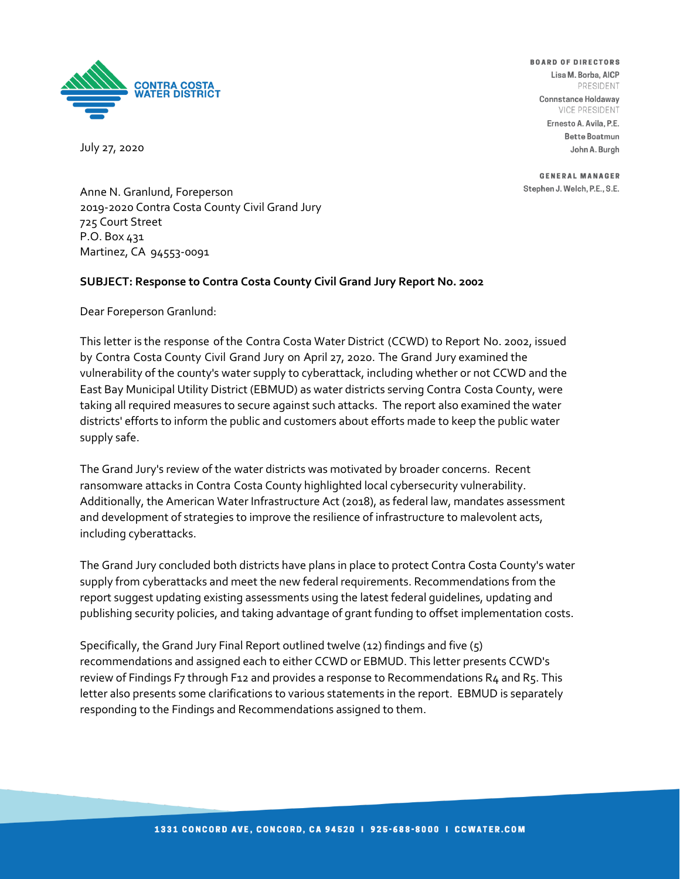**CONTRA COSTA WATER DISTRICT**

**BOARD OF DIRECTORS**
Lisa M. Borba, AICP
PRESIDENT
Connstance Holdaway
VICE PRESIDENT
Ernesto A. Avila, P.E.
Bette Boatmun
John A. Burgh

**GENERAL MANAGER**
Stephen J. Welch, P.E., S.E.

July 27, 2020

Anne N. Granlund, Foreperson
2019-2020 Contra Costa County Civil Grand Jury
725 Court Street
P.O. Box 431
Martinez, CA 94553-0091

**SUBJECT: Response to Contra Costa County Civil Grand Jury Report No. 2002**

Dear Foreperson Granlund:

This letter is the response of the Contra Costa Water District (CCWD) to Report No. 2002, issued by Contra Costa County Civil Grand Jury on April 27, 2020. The Grand Jury examined the vulnerability of the county's water supply to cyberattack, including whether or not CCWD and the East Bay Municipal Utility District (EBMUD) as water districts serving Contra Costa County, were taking all required measures to secure against such attacks. The report also examined the water districts' efforts to inform the public and customers about efforts made to keep the public water supply safe.

The Grand Jury's review of the water districts was motivated by broader concerns. Recent ransomware attacks in Contra Costa County highlighted local cybersecurity vulnerability. Additionally, the American Water Infrastructure Act (2018), as federal law, mandates assessment and development of strategies to improve the resilience of infrastructure to malevolent acts, including cyberattacks.

The Grand Jury concluded both districts have plans in place to protect Contra Costa County's water supply from cyberattacks and meet the new federal requirements. Recommendations from the report suggest updating existing assessments using the latest federal guidelines, updating and publishing security policies, and taking advantage of grant funding to offset implementation costs.

Specifically, the Grand Jury Final Report outlined twelve (12) findings and five (5) recommendations and assigned each to either CCWD or EBMUD. This letter presents CCWD's review of Findings F7 through F12 and provides a response to Recommendations R4 and R5. This letter also presents some clarifications to various statements in the report. EBMUD is separately responding to the Findings and Recommendations assigned to them.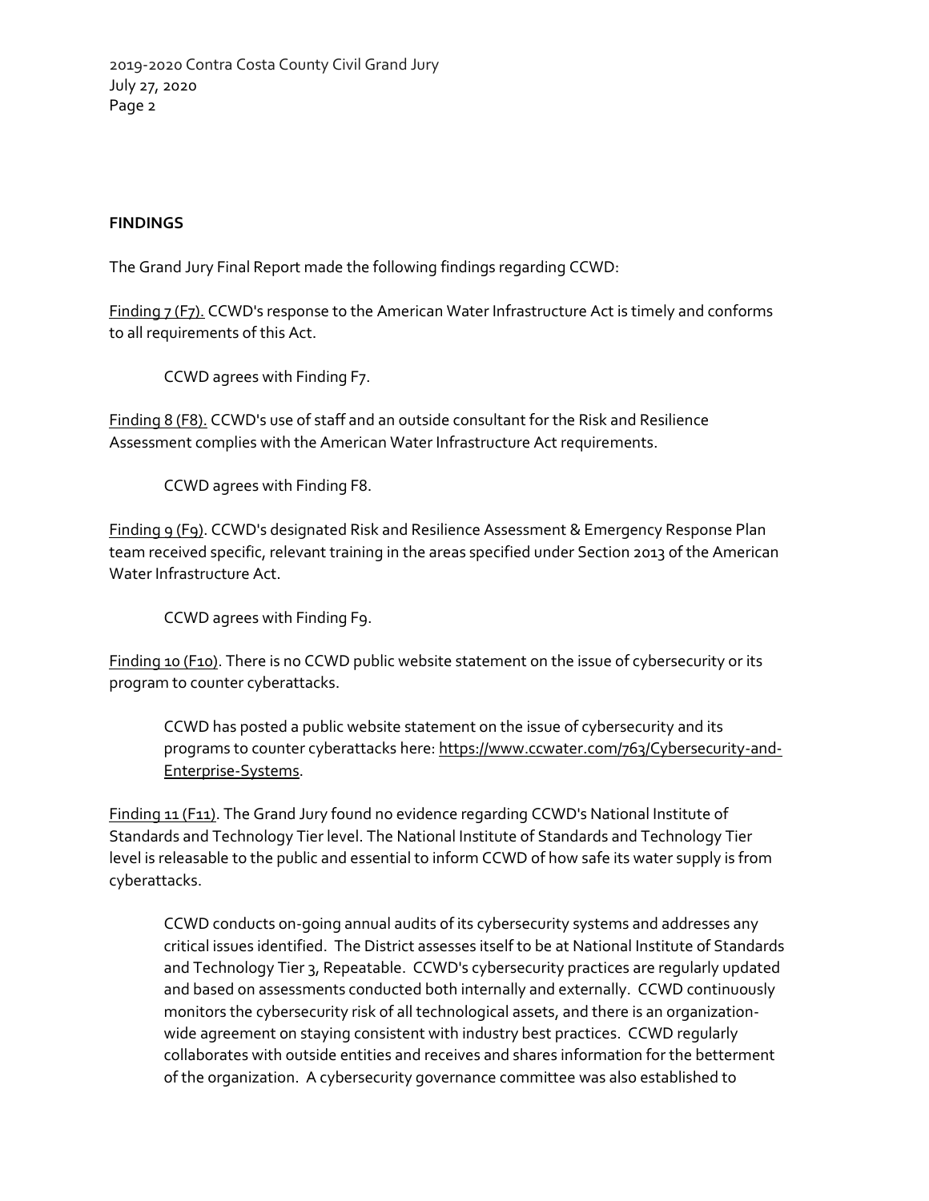**FINDINGS**

The Grand Jury Final Report made the following findings regarding CCWD:

Finding 7 (F7). CCWD's response to the American Water Infrastructure Act is timely and conforms to all requirements of this Act.

> CCWD agrees with Finding F7.

Finding 8 (F8). CCWD's use of staff and an outside consultant for the Risk and Resilience Assessment complies with the American Water Infrastructure Act requirements.

> CCWD agrees with Finding F8.

Finding 9 (F9). CCWD's designated Risk and Resilience Assessment & Emergency Response Plan team received specific, relevant training in the areas specified under Section 2013 of the American Water Infrastructure Act.

> CCWD agrees with Finding F9.

Finding 10 (F10). There is no CCWD public website statement on the issue of cybersecurity or its program to counter cyberattacks.

> CCWD has posted a public website statement on the issue of cybersecurity and its programs to counter cyberattacks here: https://www.ccwater.com/763/Cybersecurity-and-Enterprise-Systems.

Finding 11 (F11). The Grand Jury found no evidence regarding CCWD's National Institute of Standards and Technology Tier level. The National Institute of Standards and Technology Tier level is releasable to the public and essential to inform CCWD of how safe its water supply is from cyberattacks.

> CCWD conducts on-going annual audits of its cybersecurity systems and addresses any critical issues identified. The District assesses itself to be at National Institute of Standards and Technology Tier 3, Repeatable. CCWD's cybersecurity practices are regularly updated and based on assessments conducted both internally and externally. CCWD continuously monitors the cybersecurity risk of all technological assets, and there is an organization-wide agreement on staying consistent with industry best practices. CCWD regularly collaborates with outside entities and receives and shares information for the betterment of the organization. A cybersecurity governance committee was also established to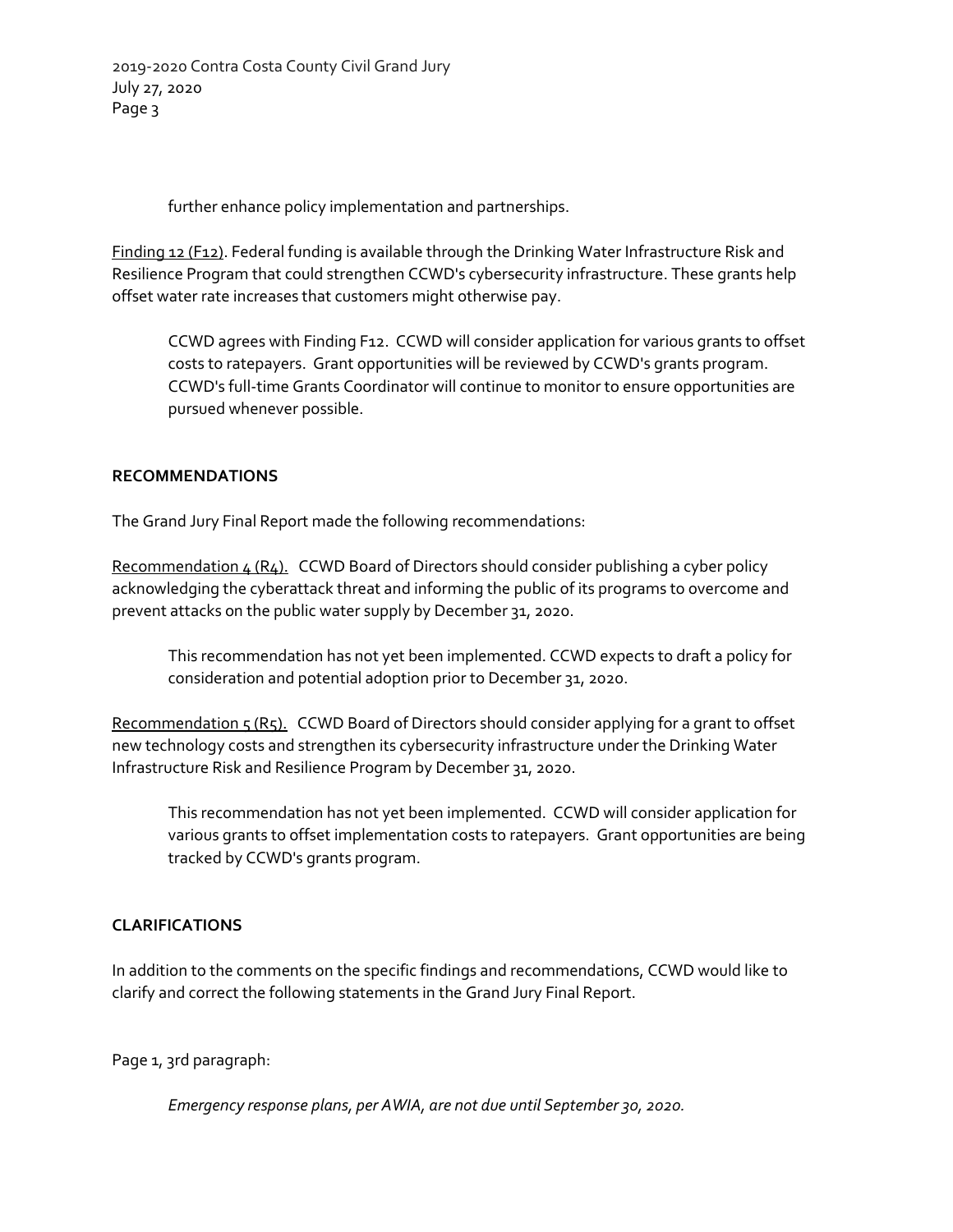further enhance policy implementation and partnerships.

Finding 12 (F12). Federal funding is available through the Drinking Water Infrastructure Risk and Resilience Program that could strengthen CCWD's cybersecurity infrastructure. These grants help offset water rate increases that customers might otherwise pay.

> CCWD agrees with Finding F12. CCWD will consider application for various grants to offset costs to ratepayers. Grant opportunities will be reviewed by CCWD's grants program. CCWD's full-time Grants Coordinator will continue to monitor to ensure opportunities are pursued whenever possible.

**RECOMMENDATIONS**

The Grand Jury Final Report made the following recommendations:

Recommendation 4 (R4). CCWD Board of Directors should consider publishing a cyber policy acknowledging the cyberattack threat and informing the public of its programs to overcome and prevent attacks on the public water supply by December 31, 2020.

> This recommendation has not yet been implemented. CCWD expects to draft a policy for consideration and potential adoption prior to December 31, 2020.

Recommendation 5 (R5). CCWD Board of Directors should consider applying for a grant to offset new technology costs and strengthen its cybersecurity infrastructure under the Drinking Water Infrastructure Risk and Resilience Program by December 31, 2020.

> This recommendation has not yet been implemented. CCWD will consider application for various grants to offset implementation costs to ratepayers. Grant opportunities are being tracked by CCWD's grants program.

**CLARIFICATIONS**

In addition to the comments on the specific findings and recommendations, CCWD would like to clarify and correct the following statements in the Grand Jury Final Report.

Page 1, 3rd paragraph:

> *Emergency response plans, per AWIA, are not due until September 30, 2020.*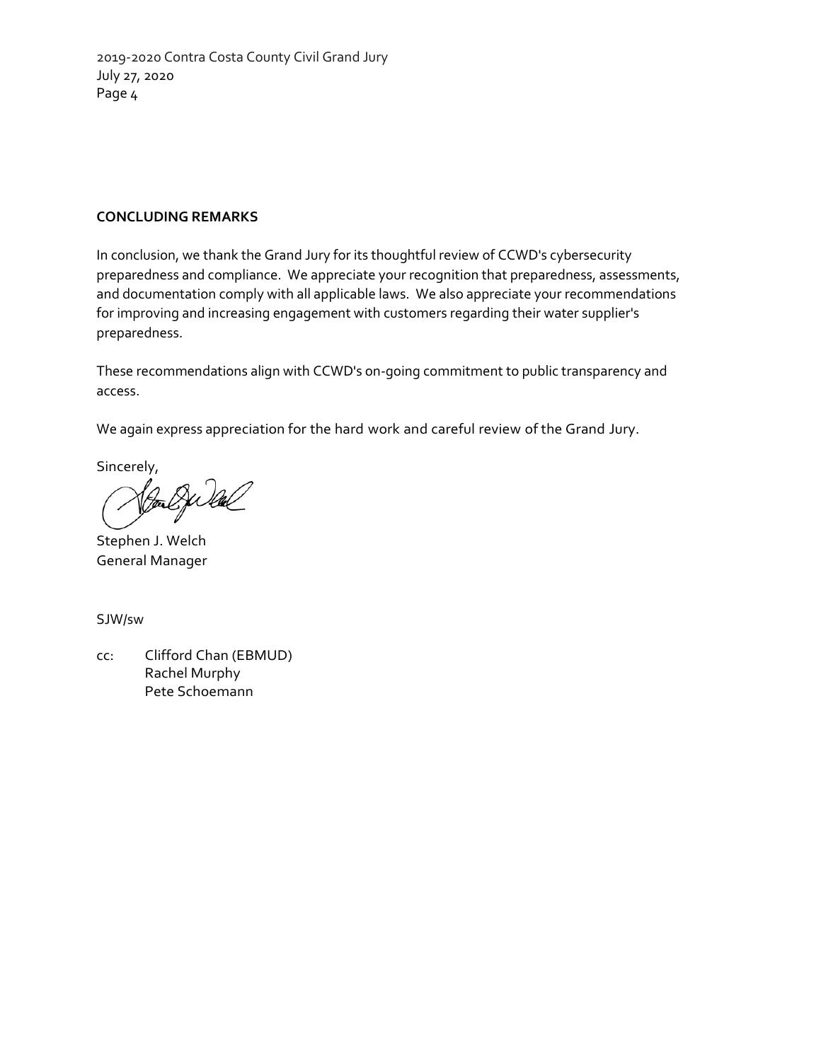**CONCLUDING REMARKS**

In conclusion, we thank the Grand Jury for its thoughtful review of CCWD's cybersecurity preparedness and compliance. We appreciate your recognition that preparedness, assessments, and documentation comply with all applicable laws. We also appreciate your recommendations for improving and increasing engagement with customers regarding their water supplier's preparedness.

These recommendations align with CCWD's on-going commitment to public transparency and access.

We again express appreciation for the hard work and careful review of the Grand Jury.

Sincerely,

Stephen J. Welch
General Manager

SJW/sw

cc: Clifford Chan (EBMUD)
Rachel Murphy
Pete Schoemann